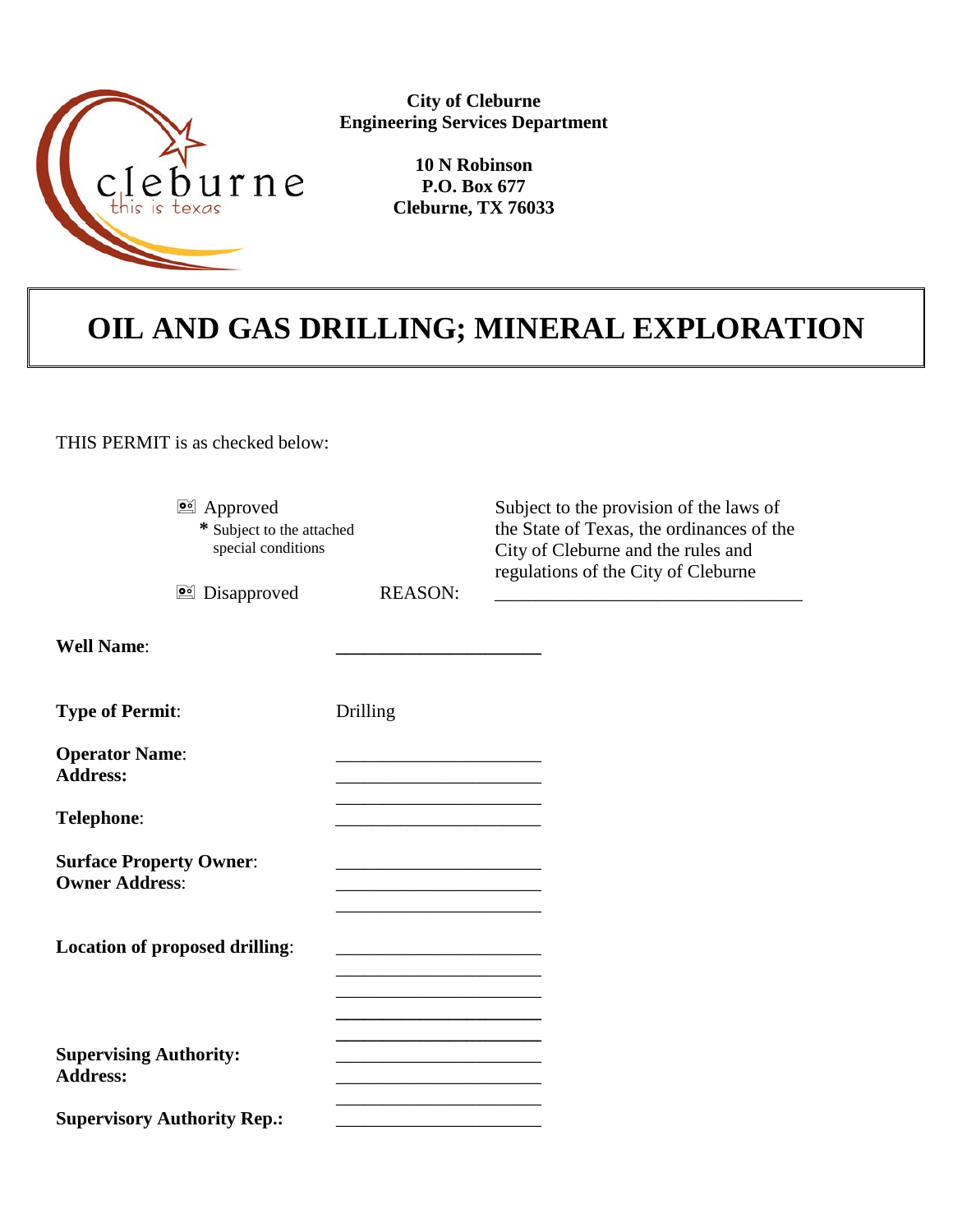cleburne
this is texas

**City of Cleburne**
**Engineering Services Department**

**10 N Robinson**
**P.O. Box 677**
**Cleburne, TX 76033**

# OIL AND GAS DRILLING; MINERAL EXPLORATION

THIS PERMIT is as checked below:

☐ Approved
* Subject to the attached special conditions

Subject to the provision of the laws of the State of Texas, the ordinances of the City of Cleburne and the rules and regulations of the City of Cleburne

☐ Disapproved REASON: ________________________________

**Well Name**: ______________________

**Type of Permit**: Drilling

**Operator Name**: ______________________
**Address:** ______________________
______________________

**Telephone**: ______________________

**Surface Property Owner**: ______________________
**Owner Address**: ______________________
______________________

**Location of proposed drilling**: ______________________
______________________
______________________
______________________
______________________

**Supervising Authority:** ______________________
**Address:** ______________________
______________________

**Supervisory Authority Rep.:** ______________________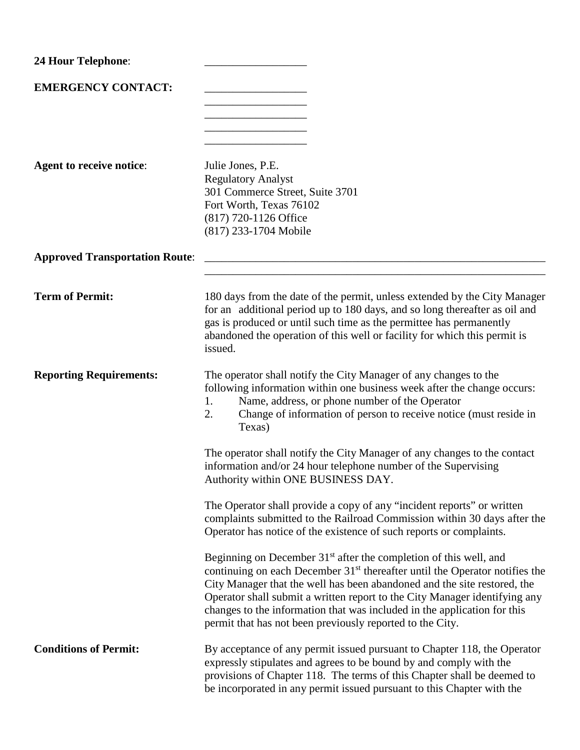**24 Hour Telephone**: __________________

**EMERGENCY CONTACT:** __________________
__________________
__________________
__________________
__________________

**Agent to receive notice**:
Julie Jones, P.E.
Regulatory Analyst
301 Commerce Street, Suite 3701
Fort Worth, Texas 76102
(817) 720-1126 Office
(817) 233-1704 Mobile

**Approved Transportation Route**: ________________________________________________________________
________________________________________________________________

**Term of Permit:**
180 days from the date of the permit, unless extended by the City Manager for an additional period up to 180 days, and so long thereafter as oil and gas is produced or until such time as the permittee has permanently abandoned the operation of this well or facility for which this permit is issued.

**Reporting Requirements:**
The operator shall notify the City Manager of any changes to the following information within one business week after the change occurs:

1. Name, address, or phone number of the Operator
2. Change of information of person to receive notice (must reside in Texas)

The operator shall notify the City Manager of any changes to the contact information and/or 24 hour telephone number of the Supervising Authority within ONE BUSINESS DAY.

The Operator shall provide a copy of any "incident reports" or written complaints submitted to the Railroad Commission within 30 days after the Operator has notice of the existence of such reports or complaints.

Beginning on December 31st after the completion of this well, and continuing on each December 31st thereafter until the Operator notifies the City Manager that the well has been abandoned and the site restored, the Operator shall submit a written report to the City Manager identifying any changes to the information that was included in the application for this permit that has not been previously reported to the City.

**Conditions of Permit:**
By acceptance of any permit issued pursuant to Chapter 118, the Operator expressly stipulates and agrees to be bound by and comply with the provisions of Chapter 118. The terms of this Chapter shall be deemed to be incorporated in any permit issued pursuant to this Chapter with the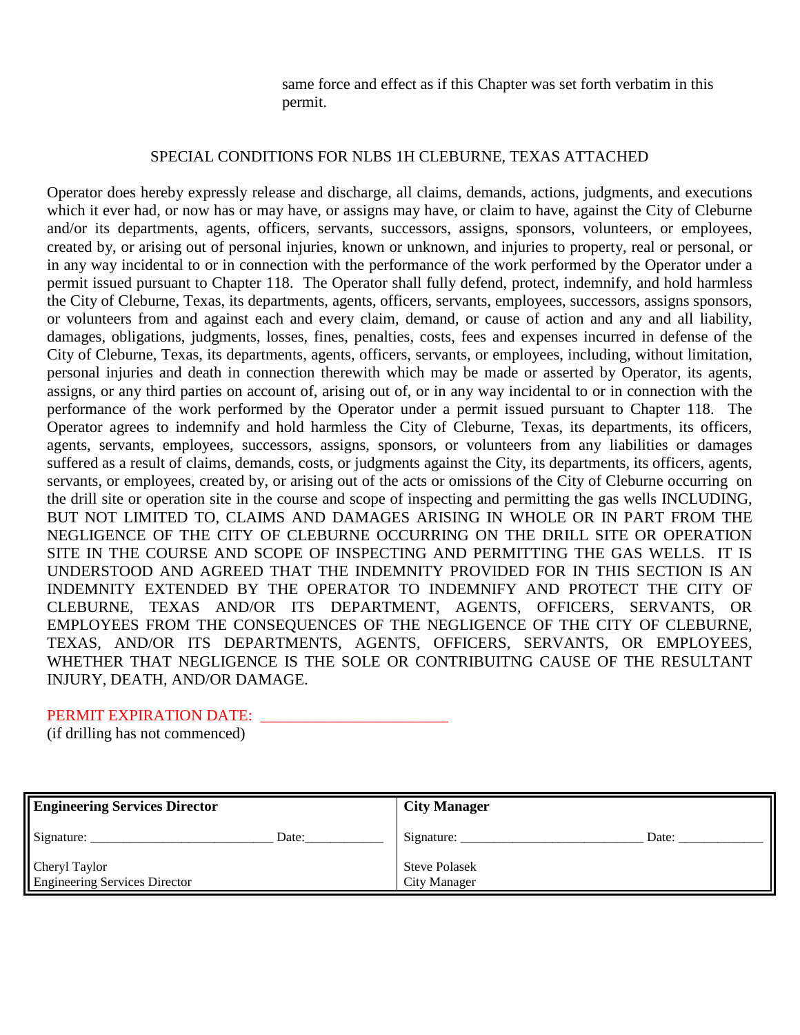same force and effect as if this Chapter was set forth verbatim in this permit.

SPECIAL CONDITIONS FOR NLBS 1H CLEBURNE, TEXAS ATTACHED

Operator does hereby expressly release and discharge, all claims, demands, actions, judgments, and executions which it ever had, or now has or may have, or assigns may have, or claim to have, against the City of Cleburne and/or its departments, agents, officers, servants, successors, assigns, sponsors, volunteers, or employees, created by, or arising out of personal injuries, known or unknown, and injuries to property, real or personal, or in any way incidental to or in connection with the performance of the work performed by the Operator under a permit issued pursuant to Chapter 118. The Operator shall fully defend, protect, indemnify, and hold harmless the City of Cleburne, Texas, its departments, agents, officers, servants, employees, successors, assigns sponsors, or volunteers from and against each and every claim, demand, or cause of action and any and all liability, damages, obligations, judgments, losses, fines, penalties, costs, fees and expenses incurred in defense of the City of Cleburne, Texas, its departments, agents, officers, servants, or employees, including, without limitation, personal injuries and death in connection therewith which may be made or asserted by Operator, its agents, assigns, or any third parties on account of, arising out of, or in any way incidental to or in connection with the performance of the work performed by the Operator under a permit issued pursuant to Chapter 118. The Operator agrees to indemnify and hold harmless the City of Cleburne, Texas, its departments, its officers, agents, servants, employees, successors, assigns, sponsors, or volunteers from any liabilities or damages suffered as a result of claims, demands, costs, or judgments against the City, its departments, its officers, agents, servants, or employees, created by, or arising out of the acts or omissions of the City of Cleburne occurring on the drill site or operation site in the course and scope of inspecting and permitting the gas wells INCLUDING, BUT NOT LIMITED TO, CLAIMS AND DAMAGES ARISING IN WHOLE OR IN PART FROM THE NEGLIGENCE OF THE CITY OF CLEBURNE OCCURRING ON THE DRILL SITE OR OPERATION SITE IN THE COURSE AND SCOPE OF INSPECTING AND PERMITTING THE GAS WELLS. IT IS UNDERSTOOD AND AGREED THAT THE INDEMNITY PROVIDED FOR IN THIS SECTION IS AN INDEMNITY EXTENDED BY THE OPERATOR TO INDEMNIFY AND PROTECT THE CITY OF CLEBURNE, TEXAS AND/OR ITS DEPARTMENT, AGENTS, OFFICERS, SERVANTS, OR EMPLOYEES FROM THE CONSEQUENCES OF THE NEGLIGENCE OF THE CITY OF CLEBURNE, TEXAS, AND/OR ITS DEPARTMENTS, AGENTS, OFFICERS, SERVANTS, OR EMPLOYEES, WHETHER THAT NEGLIGENCE IS THE SOLE OR CONTRIBUITNG CAUSE OF THE RESULTANT INJURY, DEATH, AND/OR DAMAGE.

PERMIT EXPIRATION DATE: ______________________
(if drilling has not commenced)

| **Engineering Services Director** | **City Manager** |
|---|---|
| Signature: ___________________________ Date:____________ | Signature: ___________________________ Date: _____________ |
| Cheryl Taylor<br>Engineering Services Director | Steve Polasek<br>City Manager |